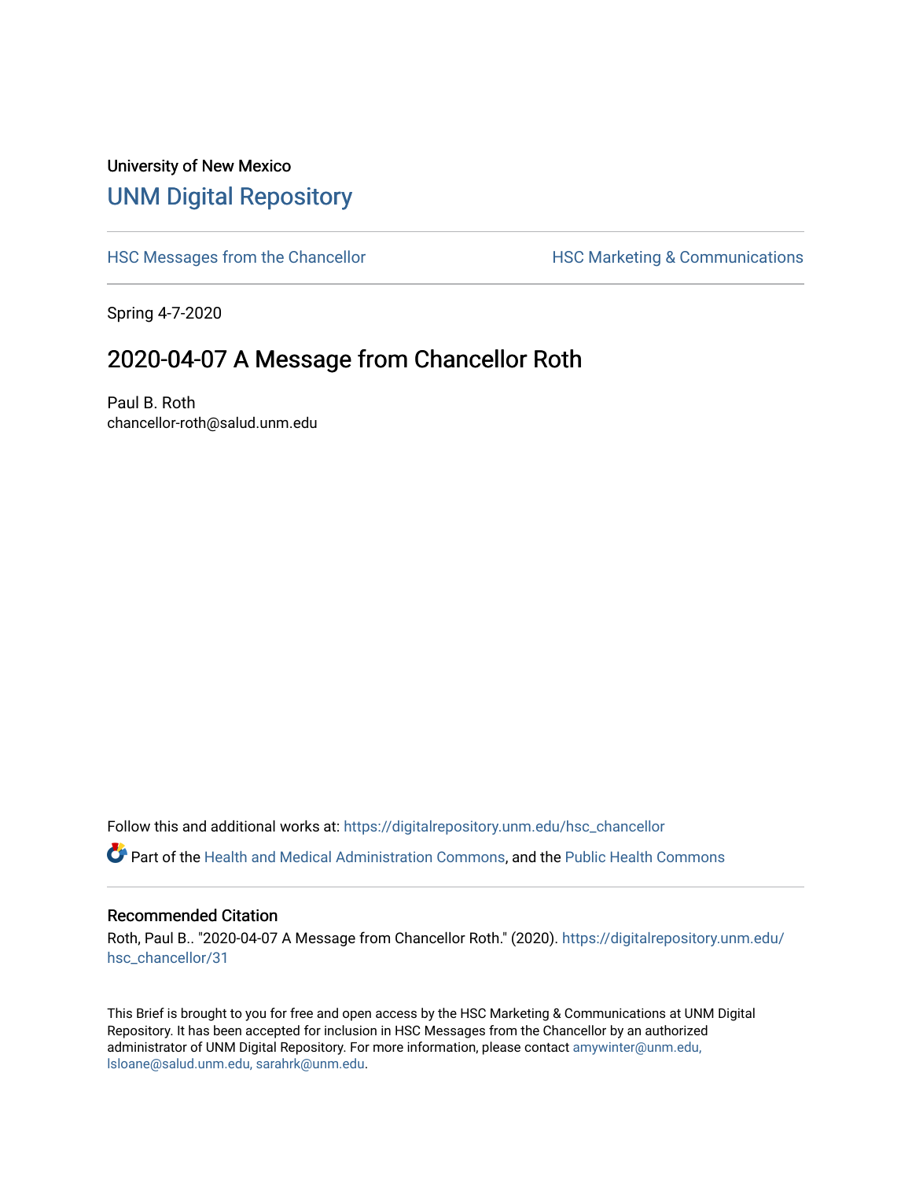University of New Mexico

# UNM Digital Repository

HSC Messages from the Chancellor

HSC Marketing & Communications

Spring 4-7-2020

## 2020-04-07 A Message from Chancellor Roth

Paul B. Roth
chancellor-roth@salud.unm.edu

Follow this and additional works at: https://digitalrepository.unm.edu/hsc_chancellor

Part of the Health and Medical Administration Commons, and the Public Health Commons

### Recommended Citation

Roth, Paul B.. "2020-04-07 A Message from Chancellor Roth." (2020). https://digitalrepository.unm.edu/hsc_chancellor/31

This Brief is brought to you for free and open access by the HSC Marketing & Communications at UNM Digital Repository. It has been accepted for inclusion in HSC Messages from the Chancellor by an authorized administrator of UNM Digital Repository. For more information, please contact amywinter@unm.edu, lsloane@salud.unm.edu, sarahrk@unm.edu.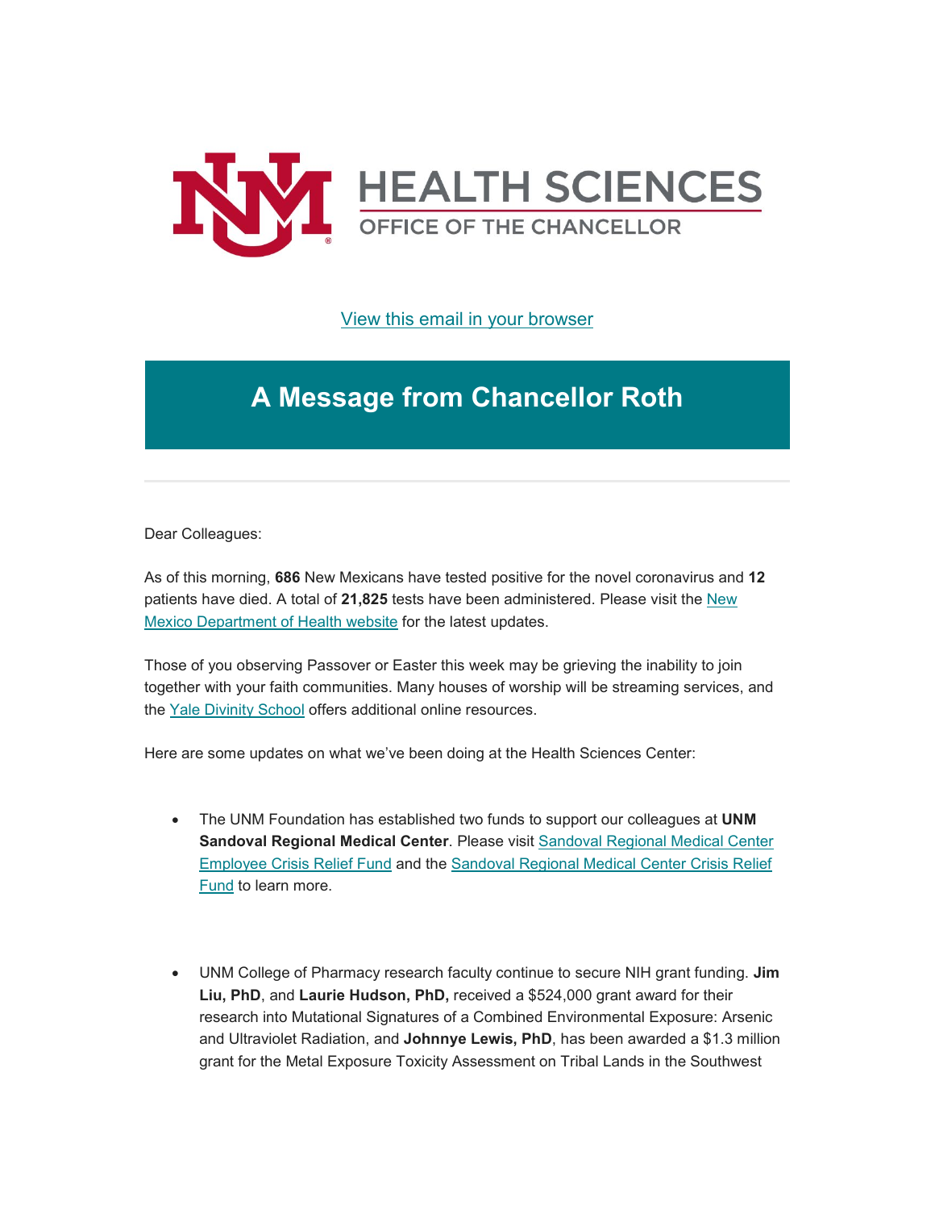HEALTH SCIENCES
OFFICE OF THE CHANCELLOR

[View this email in your browser]

# A Message from Chancellor Roth

Dear Colleagues:

As of this morning, **686** New Mexicans have tested positive for the novel coronavirus and **12** patients have died. A total of **21,825** tests have been administered. Please visit the [New Mexico Department of Health website] for the latest updates.

Those of you observing Passover or Easter this week may be grieving the inability to join together with your faith communities. Many houses of worship will be streaming services, and the [Yale Divinity School] offers additional online resources.

Here are some updates on what we've been doing at the Health Sciences Center:

- The UNM Foundation has established two funds to support our colleagues at **UNM Sandoval Regional Medical Center**. Please visit [Sandoval Regional Medical Center Employee Crisis Relief Fund] and the [Sandoval Regional Medical Center Crisis Relief Fund] to learn more.

- UNM College of Pharmacy research faculty continue to secure NIH grant funding. **Jim Liu, PhD**, and **Laurie Hudson, PhD,** received a $524,000 grant award for their research into Mutational Signatures of a Combined Environmental Exposure: Arsenic and Ultraviolet Radiation, and **Johnnye Lewis, PhD**, has been awarded a $1.3 million grant for the Metal Exposure Toxicity Assessment on Tribal Lands in the Southwest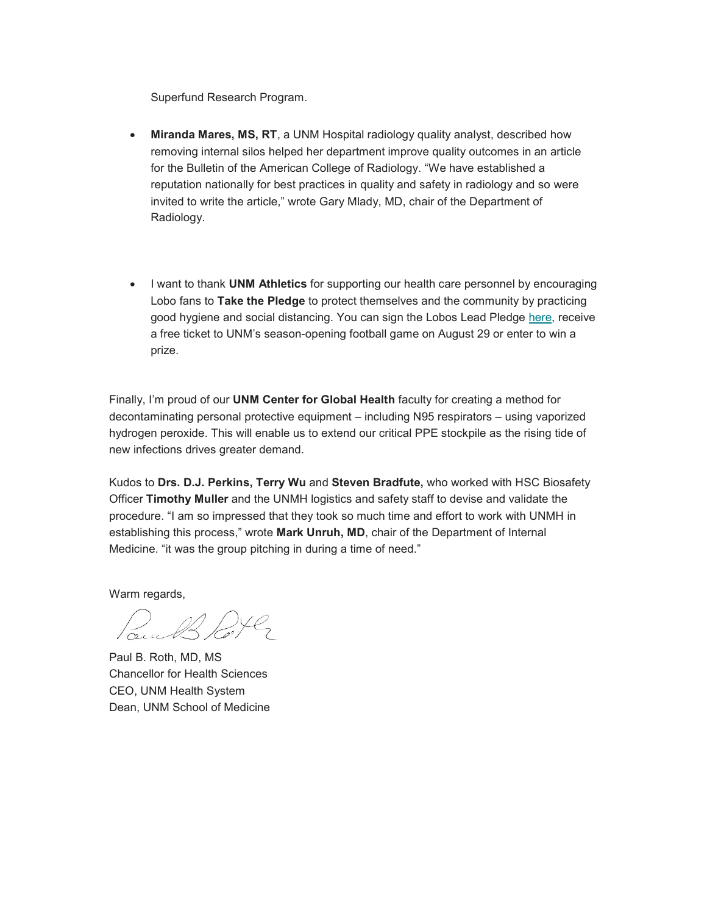Superfund Research Program.

- **Miranda Mares, MS, RT**, a UNM Hospital radiology quality analyst, described how removing internal silos helped her department improve quality outcomes in an article for the Bulletin of the American College of Radiology. "We have established a reputation nationally for best practices in quality and safety in radiology and so were invited to write the article," wrote Gary Mlady, MD, chair of the Department of Radiology.

- I want to thank **UNM Athletics** for supporting our health care personnel by encouraging Lobo fans to **Take the Pledge** to protect themselves and the community by practicing good hygiene and social distancing. You can sign the Lobos Lead Pledge here, receive a free ticket to UNM's season-opening football game on August 29 or enter to win a prize.

Finally, I'm proud of our **UNM Center for Global Health** faculty for creating a method for decontaminating personal protective equipment – including N95 respirators – using vaporized hydrogen peroxide. This will enable us to extend our critical PPE stockpile as the rising tide of new infections drives greater demand.

Kudos to **Drs. D.J. Perkins, Terry Wu** and **Steven Bradfute,** who worked with HSC Biosafety Officer **Timothy Muller** and the UNMH logistics and safety staff to devise and validate the procedure. "I am so impressed that they took so much time and effort to work with UNMH in establishing this process," wrote **Mark Unruh, MD**, chair of the Department of Internal Medicine. "it was the group pitching in during a time of need."

Warm regards,

Paul B. Roth, MD, MS
Chancellor for Health Sciences
CEO, UNM Health System
Dean, UNM School of Medicine